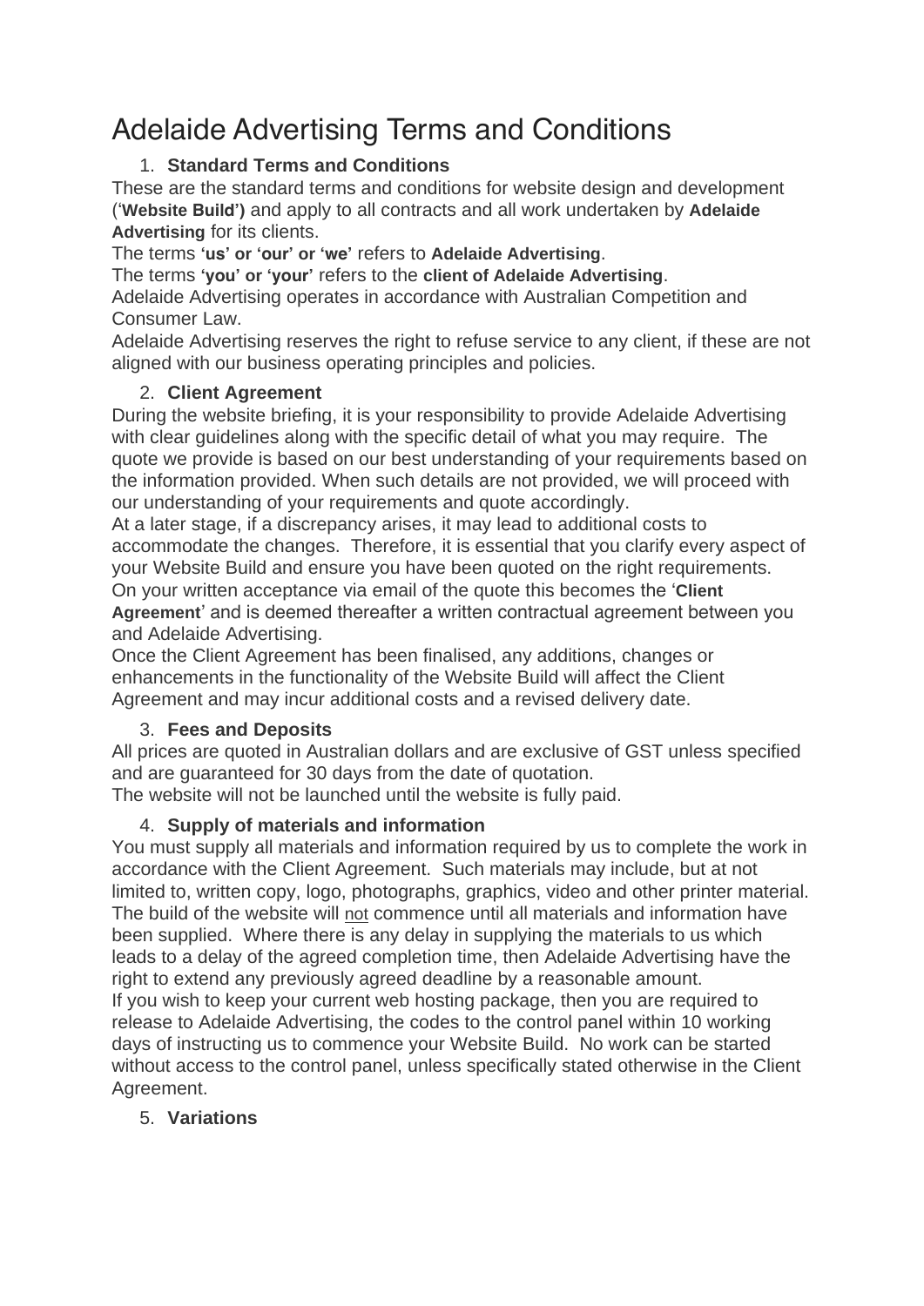# Adelaide Advertising Terms and Conditions

1. **Standard Terms and Conditions**

These are the standard terms and conditions for website design and development (‘**Website Build’)** and apply to all contracts and all work undertaken by **Adelaide Advertising** for its clients.

The terms **‘us’ or ‘our’ or ‘we’** refers to **Adelaide Advertising**.

The terms **‘you’ or ‘your’** refers to the **client of Adelaide Advertising**.

Adelaide Advertising operates in accordance with Australian Competition and Consumer Law.

Adelaide Advertising reserves the right to refuse service to any client, if these are not aligned with our business operating principles and policies.

2. **Client Agreement**

During the website briefing, it is your responsibility to provide Adelaide Advertising with clear guidelines along with the specific detail of what you may require. The quote we provide is based on our best understanding of your requirements based on the information provided. When such details are not provided, we will proceed with our understanding of your requirements and quote accordingly.

At a later stage, if a discrepancy arises, it may lead to additional costs to accommodate the changes. Therefore, it is essential that you clarify every aspect of your Website Build and ensure you have been quoted on the right requirements.

On your written acceptance via email of the quote this becomes the ‘**Client Agreement**’ and is deemed thereafter a written contractual agreement between you and Adelaide Advertising.

Once the Client Agreement has been finalised, any additions, changes or enhancements in the functionality of the Website Build will affect the Client Agreement and may incur additional costs and a revised delivery date.

3. **Fees and Deposits**

All prices are quoted in Australian dollars and are exclusive of GST unless specified and are guaranteed for 30 days from the date of quotation.

The website will not be launched until the website is fully paid.

4. **Supply of materials and information**

You must supply all materials and information required by us to complete the work in accordance with the Client Agreement. Such materials may include, but at not limited to, written copy, logo, photographs, graphics, video and other printer material. The build of the website will not commence until all materials and information have been supplied. Where there is any delay in supplying the materials to us which leads to a delay of the agreed completion time, then Adelaide Advertising have the right to extend any previously agreed deadline by a reasonable amount.

If you wish to keep your current web hosting package, then you are required to release to Adelaide Advertising, the codes to the control panel within 10 working days of instructing us to commence your Website Build. No work can be started without access to the control panel, unless specifically stated otherwise in the Client Agreement.

5. **Variations**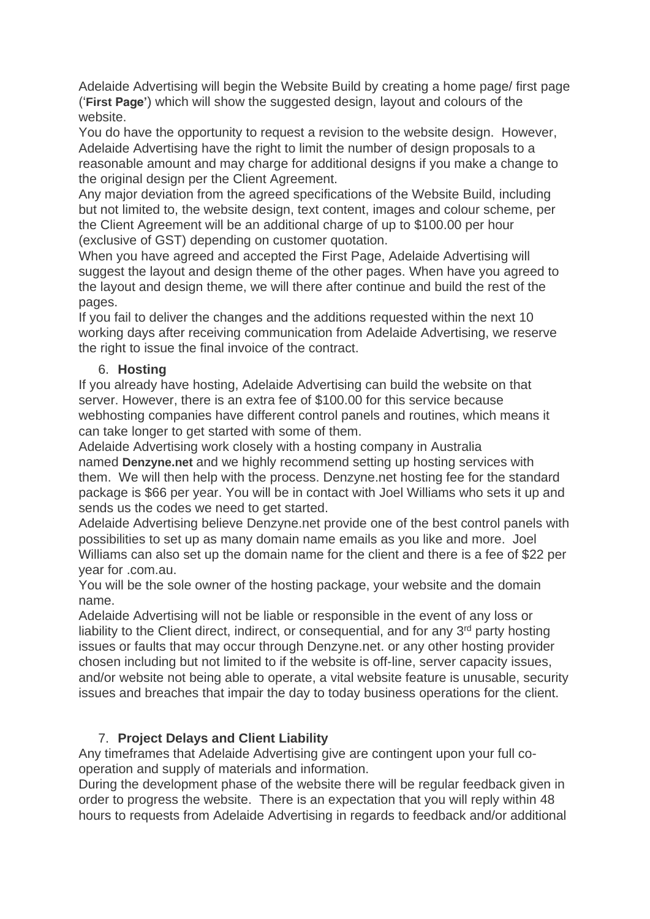Adelaide Advertising will begin the Website Build by creating a home page/ first page ('**First Page'**) which will show the suggested design, layout and colours of the website.

You do have the opportunity to request a revision to the website design. However, Adelaide Advertising have the right to limit the number of design proposals to a reasonable amount and may charge for additional designs if you make a change to the original design per the Client Agreement.

Any major deviation from the agreed specifications of the Website Build, including but not limited to, the website design, text content, images and colour scheme, per the Client Agreement will be an additional charge of up to $100.00 per hour (exclusive of GST) depending on customer quotation.

When you have agreed and accepted the First Page, Adelaide Advertising will suggest the layout and design theme of the other pages. When have you agreed to the layout and design theme, we will there after continue and build the rest of the pages.

If you fail to deliver the changes and the additions requested within the next 10 working days after receiving communication from Adelaide Advertising, we reserve the right to issue the final invoice of the contract.

6. **Hosting**

If you already have hosting, Adelaide Advertising can build the website on that server. However, there is an extra fee of $100.00 for this service because webhosting companies have different control panels and routines, which means it can take longer to get started with some of them.

Adelaide Advertising work closely with a hosting company in Australia named **Denzyne.net** and we highly recommend setting up hosting services with them. We will then help with the process. Denzyne.net hosting fee for the standard package is $66 per year. You will be in contact with Joel Williams who sets it up and sends us the codes we need to get started.

Adelaide Advertising believe Denzyne.net provide one of the best control panels with possibilities to set up as many domain name emails as you like and more. Joel Williams can also set up the domain name for the client and there is a fee of $22 per year for .com.au.

You will be the sole owner of the hosting package, your website and the domain name.

Adelaide Advertising will not be liable or responsible in the event of any loss or liability to the Client direct, indirect, or consequential, and for any 3rd party hosting issues or faults that may occur through Denzyne.net. or any other hosting provider chosen including but not limited to if the website is off-line, server capacity issues, and/or website not being able to operate, a vital website feature is unusable, security issues and breaches that impair the day to today business operations for the client.

7. **Project Delays and Client Liability**

Any timeframes that Adelaide Advertising give are contingent upon your full co-operation and supply of materials and information.

During the development phase of the website there will be regular feedback given in order to progress the website. There is an expectation that you will reply within 48 hours to requests from Adelaide Advertising in regards to feedback and/or additional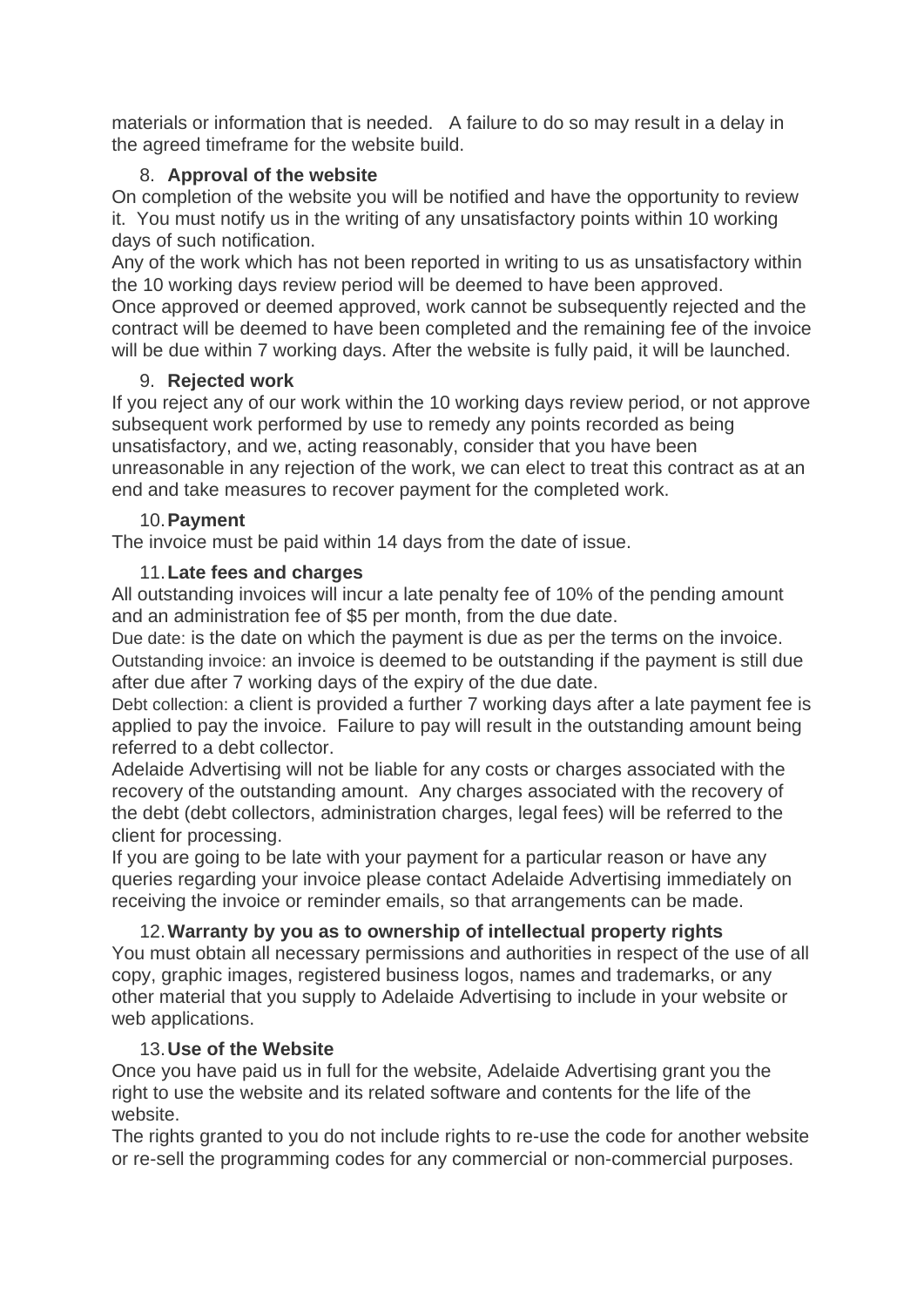materials or information that is needed. A failure to do so may result in a delay in the agreed timeframe for the website build.

8. **Approval of the website**

On completion of the website you will be notified and have the opportunity to review it. You must notify us in the writing of any unsatisfactory points within 10 working days of such notification.

Any of the work which has not been reported in writing to us as unsatisfactory within the 10 working days review period will be deemed to have been approved.

Once approved or deemed approved, work cannot be subsequently rejected and the contract will be deemed to have been completed and the remaining fee of the invoice will be due within 7 working days. After the website is fully paid, it will be launched.

9. **Rejected work**

If you reject any of our work within the 10 working days review period, or not approve subsequent work performed by use to remedy any points recorded as being unsatisfactory, and we, acting reasonably, consider that you have been unreasonable in any rejection of the work, we can elect to treat this contract as at an end and take measures to recover payment for the completed work.

10. **Payment**

The invoice must be paid within 14 days from the date of issue.

11. **Late fees and charges**

All outstanding invoices will incur a late penalty fee of 10% of the pending amount and an administration fee of $5 per month, from the due date.

Due date: is the date on which the payment is due as per the terms on the invoice.

Outstanding invoice: an invoice is deemed to be outstanding if the payment is still due after due after 7 working days of the expiry of the due date.

Debt collection: a client is provided a further 7 working days after a late payment fee is applied to pay the invoice. Failure to pay will result in the outstanding amount being referred to a debt collector.

Adelaide Advertising will not be liable for any costs or charges associated with the recovery of the outstanding amount. Any charges associated with the recovery of the debt (debt collectors, administration charges, legal fees) will be referred to the client for processing.

If you are going to be late with your payment for a particular reason or have any queries regarding your invoice please contact Adelaide Advertising immediately on receiving the invoice or reminder emails, so that arrangements can be made.

12. **Warranty by you as to ownership of intellectual property rights**

You must obtain all necessary permissions and authorities in respect of the use of all copy, graphic images, registered business logos, names and trademarks, or any other material that you supply to Adelaide Advertising to include in your website or web applications.

13. **Use of the Website**

Once you have paid us in full for the website, Adelaide Advertising grant you the right to use the website and its related software and contents for the life of the website.

The rights granted to you do not include rights to re-use the code for another website or re-sell the programming codes for any commercial or non-commercial purposes.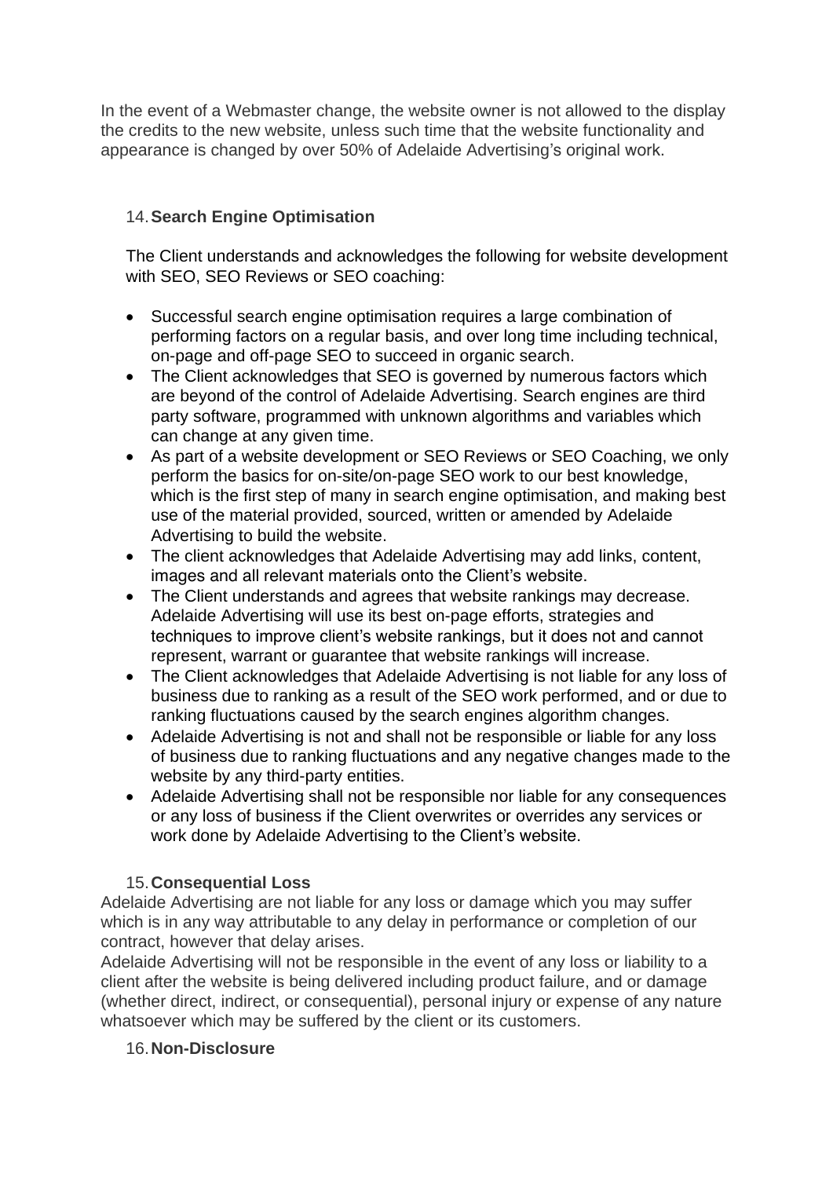In the event of a Webmaster change, the website owner is not allowed to the display the credits to the new website, unless such time that the website functionality and appearance is changed by over 50% of Adelaide Advertising's original work.

14. **Search Engine Optimisation**

The Client understands and acknowledges the following for website development with SEO, SEO Reviews or SEO coaching:

- Successful search engine optimisation requires a large combination of performing factors on a regular basis, and over long time including technical, on-page and off-page SEO to succeed in organic search.
- The Client acknowledges that SEO is governed by numerous factors which are beyond of the control of Adelaide Advertising. Search engines are third party software, programmed with unknown algorithms and variables which can change at any given time.
- As part of a website development or SEO Reviews or SEO Coaching, we only perform the basics for on-site/on-page SEO work to our best knowledge, which is the first step of many in search engine optimisation, and making best use of the material provided, sourced, written or amended by Adelaide Advertising to build the website.
- The client acknowledges that Adelaide Advertising may add links, content, images and all relevant materials onto the Client's website.
- The Client understands and agrees that website rankings may decrease. Adelaide Advertising will use its best on-page efforts, strategies and techniques to improve client's website rankings, but it does not and cannot represent, warrant or guarantee that website rankings will increase.
- The Client acknowledges that Adelaide Advertising is not liable for any loss of business due to ranking as a result of the SEO work performed, and or due to ranking fluctuations caused by the search engines algorithm changes.
- Adelaide Advertising is not and shall not be responsible or liable for any loss of business due to ranking fluctuations and any negative changes made to the website by any third-party entities.
- Adelaide Advertising shall not be responsible nor liable for any consequences or any loss of business if the Client overwrites or overrides any services or work done by Adelaide Advertising to the Client's website.

15. **Consequential Loss**

Adelaide Advertising are not liable for any loss or damage which you may suffer which is in any way attributable to any delay in performance or completion of our contract, however that delay arises.
Adelaide Advertising will not be responsible in the event of any loss or liability to a client after the website is being delivered including product failure, and or damage (whether direct, indirect, or consequential), personal injury or expense of any nature whatsoever which may be suffered by the client or its customers.

16. **Non-Disclosure**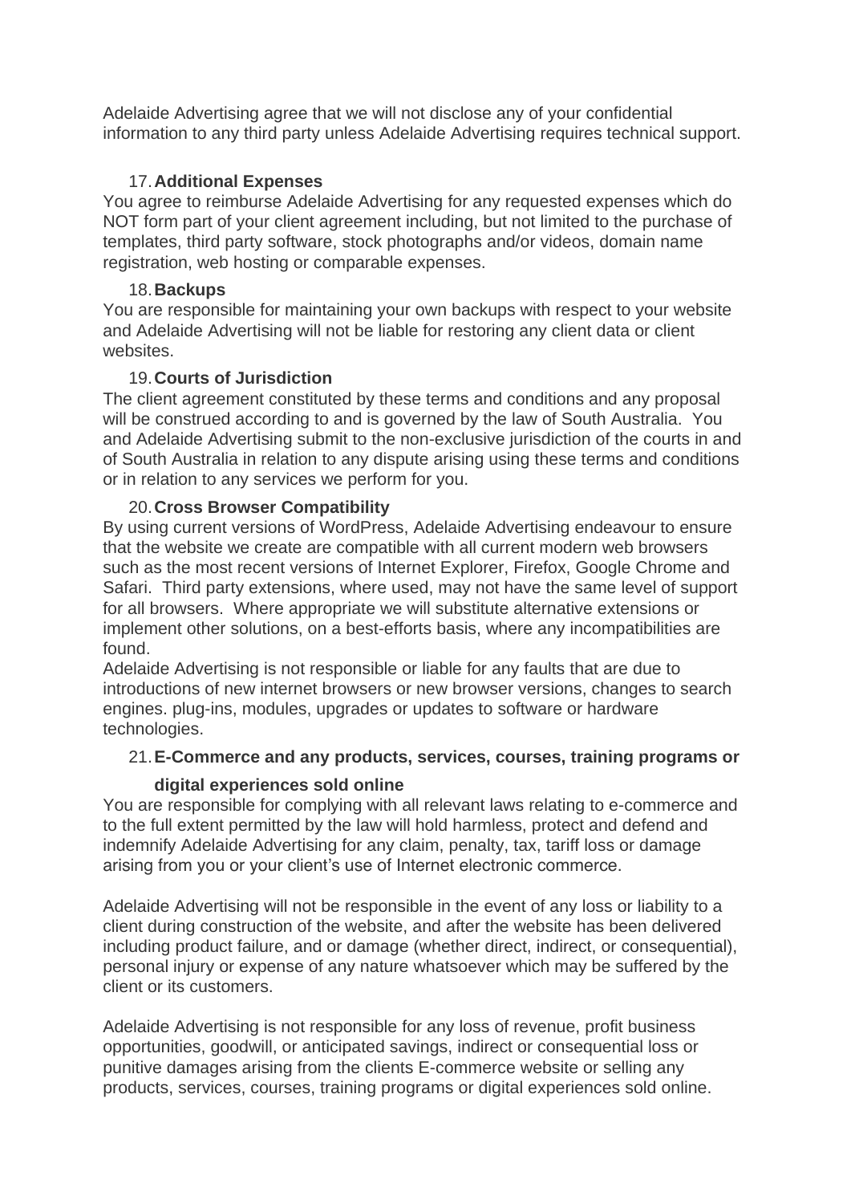Adelaide Advertising agree that we will not disclose any of your confidential information to any third party unless Adelaide Advertising requires technical support.

17. **Additional Expenses**

You agree to reimburse Adelaide Advertising for any requested expenses which do NOT form part of your client agreement including, but not limited to the purchase of templates, third party software, stock photographs and/or videos, domain name registration, web hosting or comparable expenses.

18. **Backups**

You are responsible for maintaining your own backups with respect to your website and Adelaide Advertising will not be liable for restoring any client data or client websites.

19. **Courts of Jurisdiction**

The client agreement constituted by these terms and conditions and any proposal will be construed according to and is governed by the law of South Australia. You and Adelaide Advertising submit to the non-exclusive jurisdiction of the courts in and of South Australia in relation to any dispute arising using these terms and conditions or in relation to any services we perform for you.

20. **Cross Browser Compatibility**

By using current versions of WordPress, Adelaide Advertising endeavour to ensure that the website we create are compatible with all current modern web browsers such as the most recent versions of Internet Explorer, Firefox, Google Chrome and Safari. Third party extensions, where used, may not have the same level of support for all browsers. Where appropriate we will substitute alternative extensions or implement other solutions, on a best-efforts basis, where any incompatibilities are found.

Adelaide Advertising is not responsible or liable for any faults that are due to introductions of new internet browsers or new browser versions, changes to search engines. plug-ins, modules, upgrades or updates to software or hardware technologies.

21. **E-Commerce and any products, services, courses, training programs or digital experiences sold online**

You are responsible for complying with all relevant laws relating to e-commerce and to the full extent permitted by the law will hold harmless, protect and defend and indemnify Adelaide Advertising for any claim, penalty, tax, tariff loss or damage arising from you or your client's use of Internet electronic commerce.

Adelaide Advertising will not be responsible in the event of any loss or liability to a client during construction of the website, and after the website has been delivered including product failure, and or damage (whether direct, indirect, or consequential), personal injury or expense of any nature whatsoever which may be suffered by the client or its customers.

Adelaide Advertising is not responsible for any loss of revenue, profit business opportunities, goodwill, or anticipated savings, indirect or consequential loss or punitive damages arising from the clients E-commerce website or selling any products, services, courses, training programs or digital experiences sold online.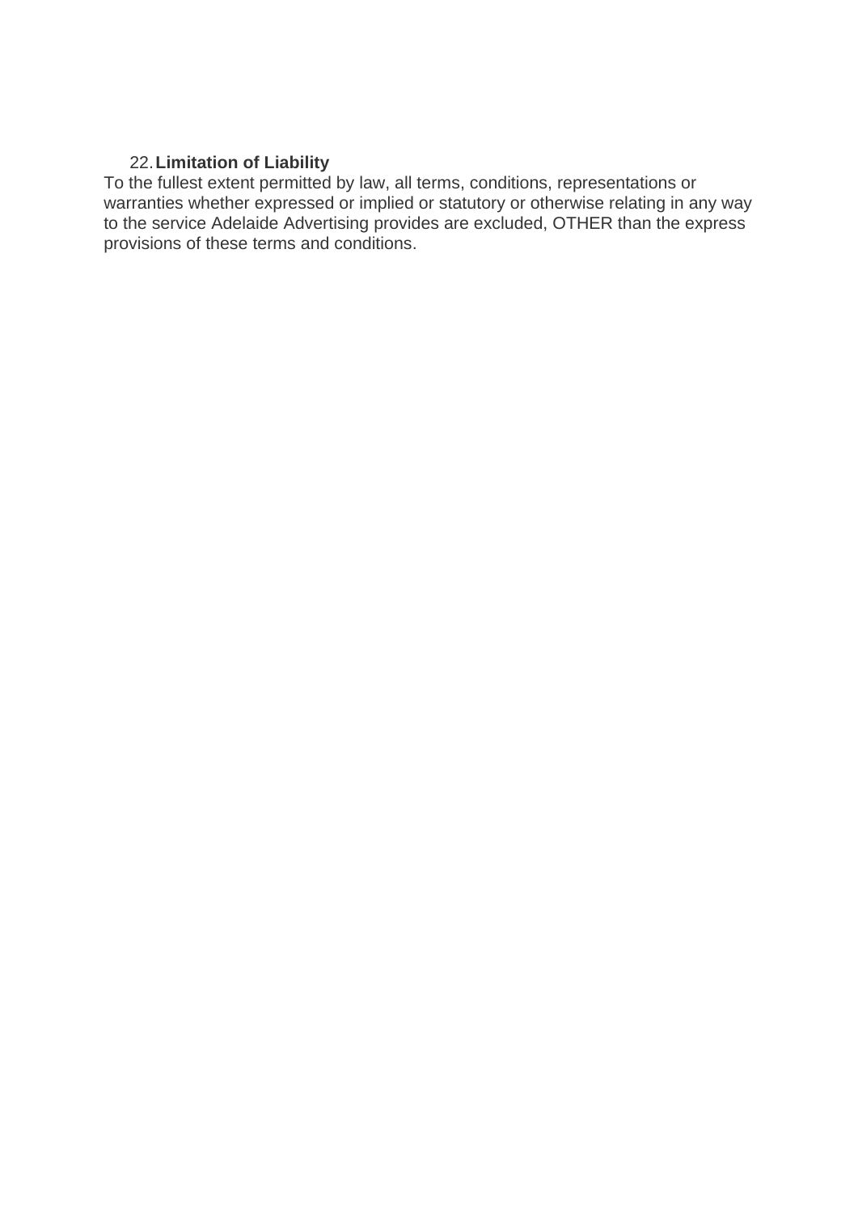22. **Limitation of Liability**

To the fullest extent permitted by law, all terms, conditions, representations or warranties whether expressed or implied or statutory or otherwise relating in any way to the service Adelaide Advertising provides are excluded, OTHER than the express provisions of these terms and conditions.